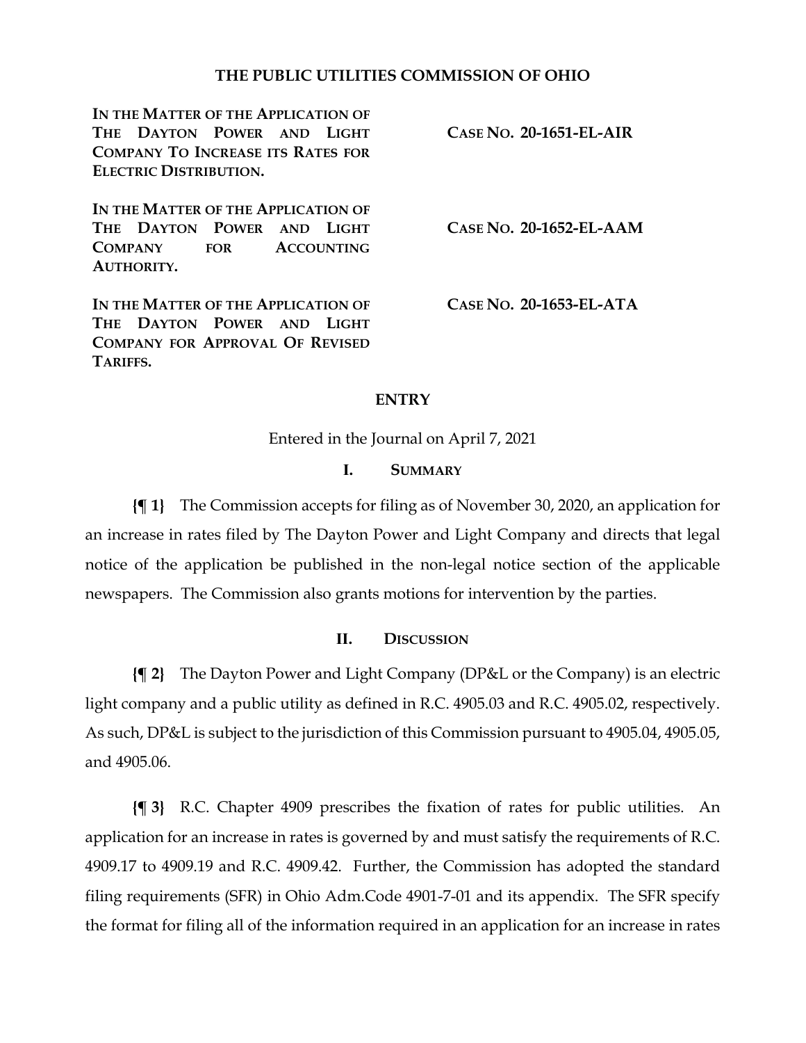# THE PUBLIC UTILITIES COMMISSION OF OHIO

| | |
|---|---|
| **IN THE MATTER OF THE APPLICATION OF THE DAYTON POWER AND LIGHT COMPANY TO INCREASE ITS RATES FOR ELECTRIC DISTRIBUTION.** | **CASE NO. 20-1651-EL-AIR** |
| **IN THE MATTER OF THE APPLICATION OF THE DAYTON POWER AND LIGHT COMPANY FOR ACCOUNTING AUTHORITY.** | **CASE NO. 20-1652-EL-AAM** |
| **IN THE MATTER OF THE APPLICATION OF THE DAYTON POWER AND LIGHT COMPANY FOR APPROVAL OF REVISED TARIFFS.** | **CASE NO. 20-1653-EL-ATA** |

## ENTRY

Entered in the Journal on April 7, 2021

### I. SUMMARY

**{¶ 1}** The Commission accepts for filing as of November 30, 2020, an application for an increase in rates filed by The Dayton Power and Light Company and directs that legal notice of the application be published in the non-legal notice section of the applicable newspapers. The Commission also grants motions for intervention by the parties.

### II. DISCUSSION

**{¶ 2}** The Dayton Power and Light Company (DP&L or the Company) is an electric light company and a public utility as defined in R.C. 4905.03 and R.C. 4905.02, respectively. As such, DP&L is subject to the jurisdiction of this Commission pursuant to 4905.04, 4905.05, and 4905.06.

**{¶ 3}** R.C. Chapter 4909 prescribes the fixation of rates for public utilities. An application for an increase in rates is governed by and must satisfy the requirements of R.C. 4909.17 to 4909.19 and R.C. 4909.42. Further, the Commission has adopted the standard filing requirements (SFR) in Ohio Adm.Code 4901-7-01 and its appendix. The SFR specify the format for filing all of the information required in an application for an increase in rates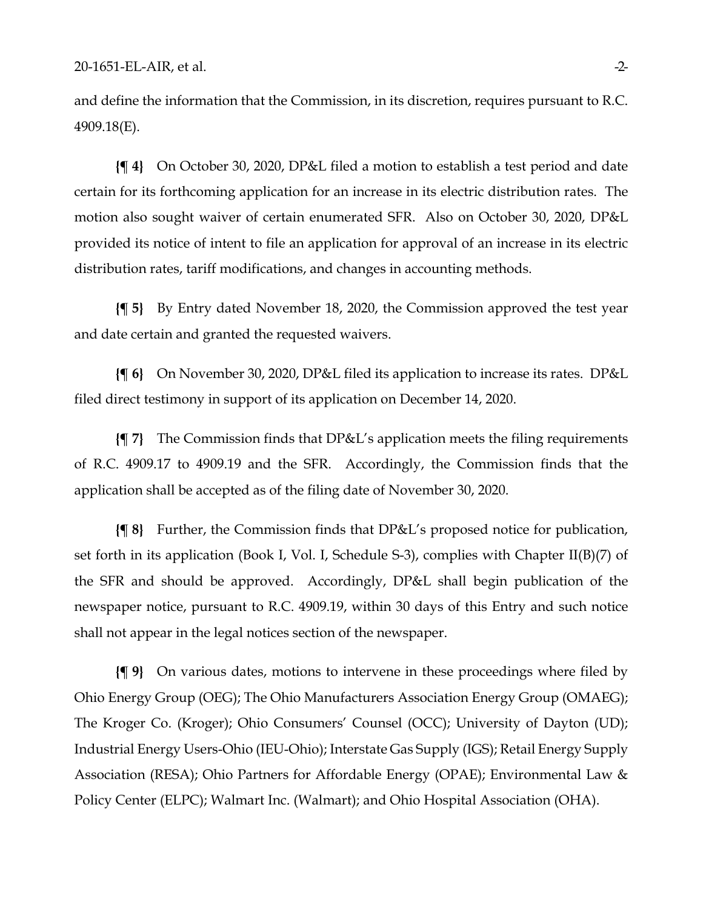and define the information that the Commission, in its discretion, requires pursuant to R.C. 4909.18(E).

**{¶ 4}** On October 30, 2020, DP&L filed a motion to establish a test period and date certain for its forthcoming application for an increase in its electric distribution rates. The motion also sought waiver of certain enumerated SFR. Also on October 30, 2020, DP&L provided its notice of intent to file an application for approval of an increase in its electric distribution rates, tariff modifications, and changes in accounting methods.

**{¶ 5}** By Entry dated November 18, 2020, the Commission approved the test year and date certain and granted the requested waivers.

**{¶ 6}** On November 30, 2020, DP&L filed its application to increase its rates. DP&L filed direct testimony in support of its application on December 14, 2020.

**{¶ 7}** The Commission finds that DP&L's application meets the filing requirements of R.C. 4909.17 to 4909.19 and the SFR. Accordingly, the Commission finds that the application shall be accepted as of the filing date of November 30, 2020.

**{¶ 8}** Further, the Commission finds that DP&L's proposed notice for publication, set forth in its application (Book I, Vol. I, Schedule S-3), complies with Chapter II(B)(7) of the SFR and should be approved. Accordingly, DP&L shall begin publication of the newspaper notice, pursuant to R.C. 4909.19, within 30 days of this Entry and such notice shall not appear in the legal notices section of the newspaper.

**{¶ 9}** On various dates, motions to intervene in these proceedings where filed by Ohio Energy Group (OEG); The Ohio Manufacturers Association Energy Group (OMAEG); The Kroger Co. (Kroger); Ohio Consumers' Counsel (OCC); University of Dayton (UD); Industrial Energy Users-Ohio (IEU-Ohio); Interstate Gas Supply (IGS); Retail Energy Supply Association (RESA); Ohio Partners for Affordable Energy (OPAE); Environmental Law & Policy Center (ELPC); Walmart Inc. (Walmart); and Ohio Hospital Association (OHA).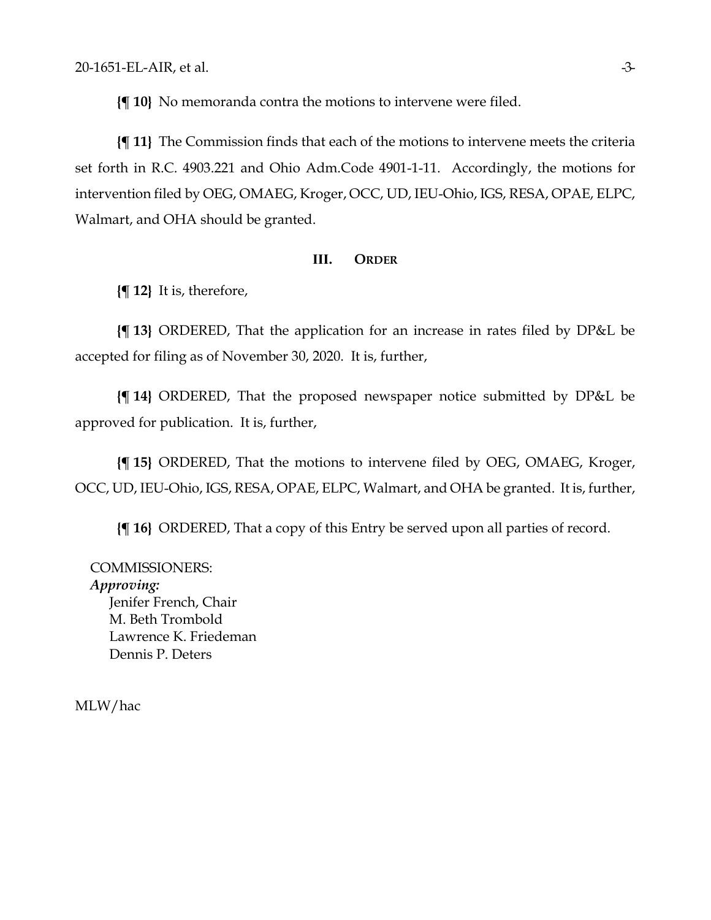**{¶ 10}** No memoranda contra the motions to intervene were filed.

**{¶ 11}** The Commission finds that each of the motions to intervene meets the criteria set forth in R.C. 4903.221 and Ohio Adm.Code 4901-1-11. Accordingly, the motions for intervention filed by OEG, OMAEG, Kroger, OCC, UD, IEU-Ohio, IGS, RESA, OPAE, ELPC, Walmart, and OHA should be granted.

## III. ORDER

**{¶ 12}** It is, therefore,

**{¶ 13}** ORDERED, That the application for an increase in rates filed by DP&L be accepted for filing as of November 30, 2020. It is, further,

**{¶ 14}** ORDERED, That the proposed newspaper notice submitted by DP&L be approved for publication. It is, further,

**{¶ 15}** ORDERED, That the motions to intervene filed by OEG, OMAEG, Kroger, OCC, UD, IEU-Ohio, IGS, RESA, OPAE, ELPC, Walmart, and OHA be granted. It is, further,

**{¶ 16}** ORDERED, That a copy of this Entry be served upon all parties of record.

COMMISSIONERS:
*Approving:*
Jenifer French, Chair
M. Beth Trombold
Lawrence K. Friedeman
Dennis P. Deters

MLW/hac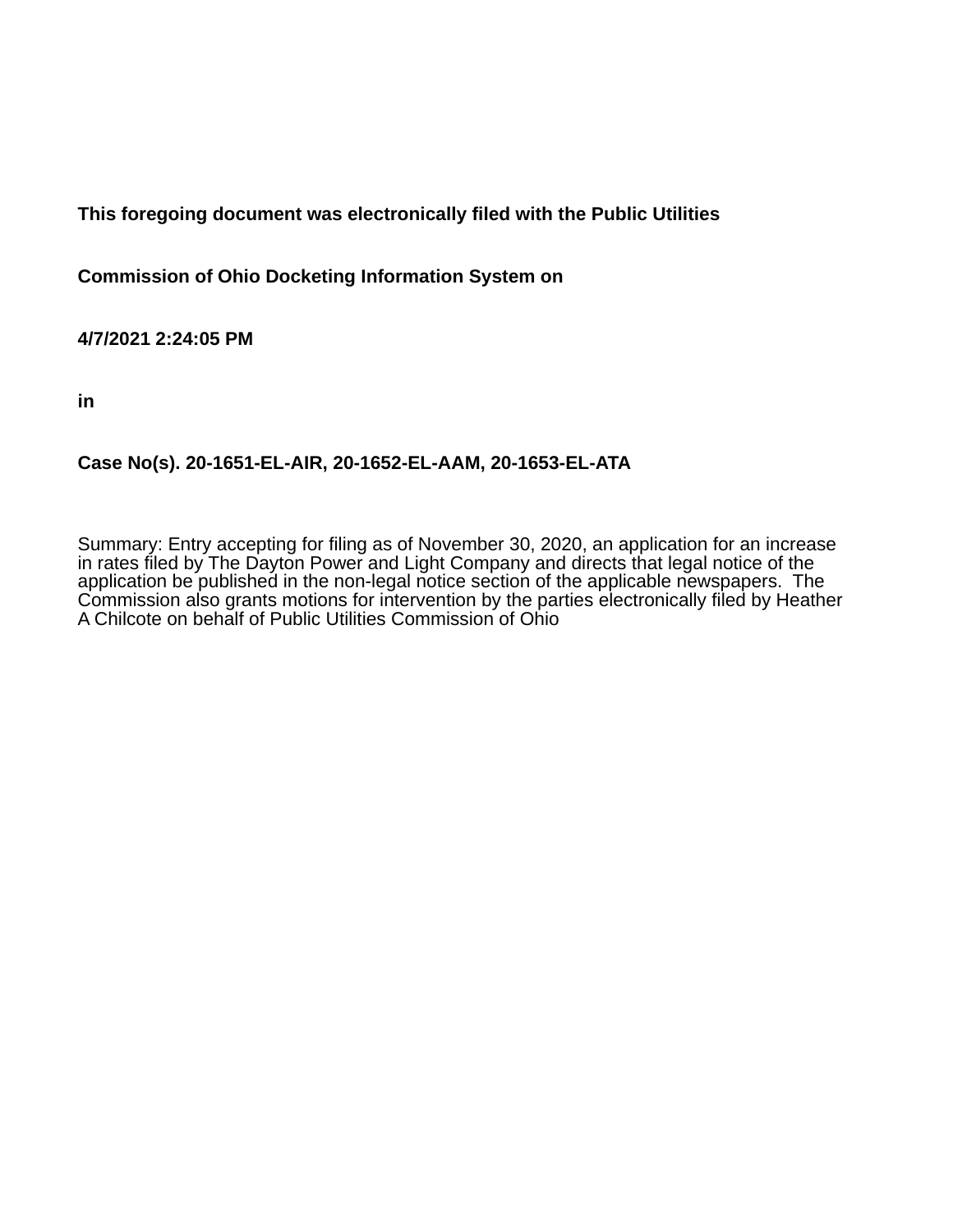**This foregoing document was electronically filed with the Public Utilities**

**Commission of Ohio Docketing Information System on**

**4/7/2021 2:24:05 PM**

**in**

**Case No(s). 20-1651-EL-AIR, 20-1652-EL-AAM, 20-1653-EL-ATA**

Summary: Entry accepting for filing as of November 30, 2020, an application for an increase in rates filed by The Dayton Power and Light Company and directs that legal notice of the application be published in the non-legal notice section of the applicable newspapers. The Commission also grants motions for intervention by the parties electronically filed by Heather A Chilcote on behalf of Public Utilities Commission of Ohio